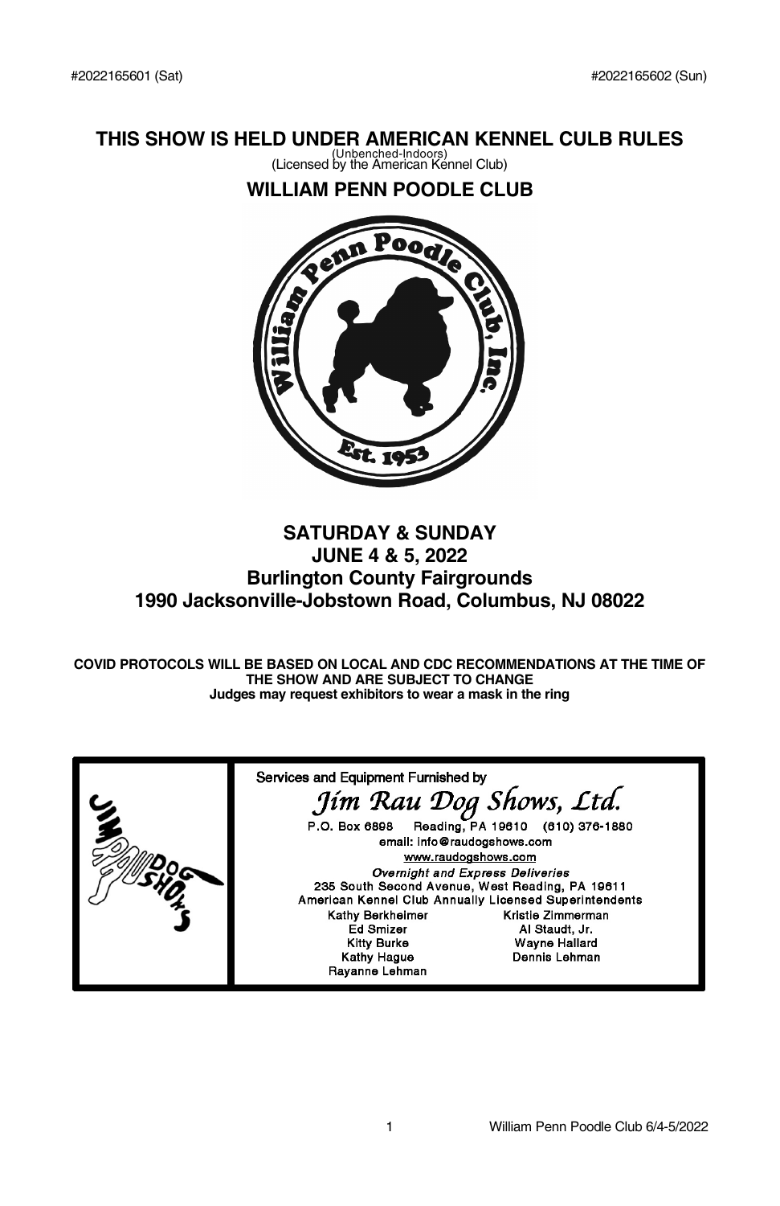#2022165601 (Sat)    #2022165602 (Sun)

# THIS SHOW IS HELD UNDER AMERICAN KENNEL CULB RULES

(Unbenched-Indoors)
(Licensed by the American Kennel Club)

## WILLIAM PENN POODLE CLUB

## SATURDAY & SUNDAY
## JUNE 4 & 5, 2022
## Burlington County Fairgrounds
## 1990 Jacksonville-Jobstown Road, Columbus, NJ 08022

**COVID PROTOCOLS WILL BE BASED ON LOCAL AND CDC RECOMMENDATIONS AT THE TIME OF THE SHOW AND ARE SUBJECT TO CHANGE**
**Judges may request exhibitors to wear a mask in the ring**

Services and Equipment Furnished by

*Jim Rau Dog Shows, Ltd.*

P.O. Box 6898    Reading, PA 19610    (610) 376-1880
email: info@raudogshows.com
www.raudogshows.com

*Overnight and Express Deliveries*
235 South Second Avenue, West Reading, PA 19611
American Kennel Club Annually Licensed Superintendents

Kathy Berkheimer
Ed Smizer
Kitty Burke
Kathy Hague
Rayanne Lehman
Kristie Zimmerman
Al Staudt, Jr.
Wayne Hallard
Dennis Lehman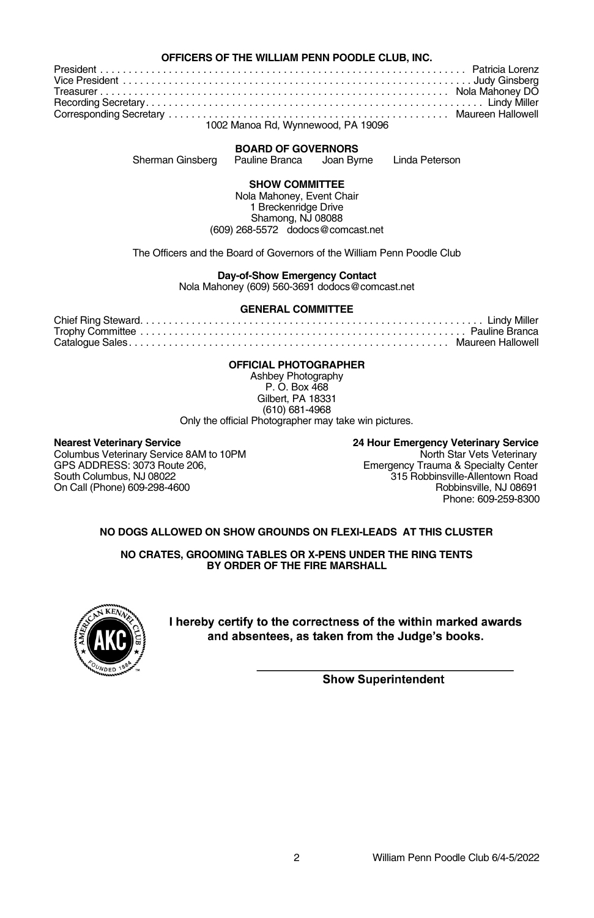## OFFICERS OF THE WILLIAM PENN POODLE CLUB, INC.

President . . . . . . . . . . . . . . . . . . . . . . . . . . . . . . . . . . . . . . . . . . . . . . . . . . . . . . . . . . . . . . . Patricia Lorenz
Vice President . . . . . . . . . . . . . . . . . . . . . . . . . . . . . . . . . . . . . . . . . . . . . . . . . . . . . . . . . . . . . Judy Ginsberg
Treasurer . . . . . . . . . . . . . . . . . . . . . . . . . . . . . . . . . . . . . . . . . . . . . . . . . . . . . . . . . . . . . . Nola Mahoney DO
Recording Secretary. . . . . . . . . . . . . . . . . . . . . . . . . . . . . . . . . . . . . . . . . . . . . . . . . . . . . . . . . . Lindy Miller
Corresponding Secretary . . . . . . . . . . . . . . . . . . . . . . . . . . . . . . . . . . . . . . . . . . . . . . . . . . Maureen Hallowell
1002 Manoa Rd, Wynnewood, PA 19096

**BOARD OF GOVERNORS**

Sherman Ginsberg   Pauline Branca   Joan Byrne   Linda Peterson

**SHOW COMMITTEE**

Nola Mahoney, Event Chair
1 Breckenridge Drive
Shamong, NJ 08088
(609) 268-5572 dodocs@comcast.net

The Officers and the Board of Governors of the William Penn Poodle Club

**Day-of-Show Emergency Contact**

Nola Mahoney (609) 560-3691 dodocs@comcast.net

**GENERAL COMMITTEE**

Chief Ring Steward. . . . . . . . . . . . . . . . . . . . . . . . . . . . . . . . . . . . . . . . . . . . . . . . . . . . . . . . . . . Lindy Miller
Trophy Committee . . . . . . . . . . . . . . . . . . . . . . . . . . . . . . . . . . . . . . . . . . . . . . . . . . . . . . . . . Pauline Branca
Catalogue Sales. . . . . . . . . . . . . . . . . . . . . . . . . . . . . . . . . . . . . . . . . . . . . . . . . . . . . . . . Maureen Hallowell

**OFFICIAL PHOTOGRAPHER**

Ashbey Photography
P. O. Box 468
Gilbert, PA 18331
(610) 681-4968
Only the official Photographer may take win pictures.

**Nearest Veterinary Service**
Columbus Veterinary Service 8AM to 10PM
GPS ADDRESS: 3073 Route 206,
South Columbus, NJ 08022
On Call (Phone) 609-298-4600

**24 Hour Emergency Veterinary Service**
North Star Vets Veterinary
Emergency Trauma & Specialty Center
315 Robbinsville-Allentown Road
Robbinsville, NJ 08691
Phone: 609-259-8300

**NO DOGS ALLOWED ON SHOW GROUNDS ON FLEXI-LEADS AT THIS CLUSTER**

**NO CRATES, GROOMING TABLES OR X-PENS UNDER THE RING TENTS BY ORDER OF THE FIRE MARSHALL**

**I hereby certify to the correctness of the within marked awards and absentees, as taken from the Judge's books.**

\_\_\_\_\_\_\_\_\_\_\_\_\_\_\_\_\_\_\_\_\_\_\_\_\_\_\_\_\_\_\_\_\_\_\_\_\_\_
**Show Superintendent**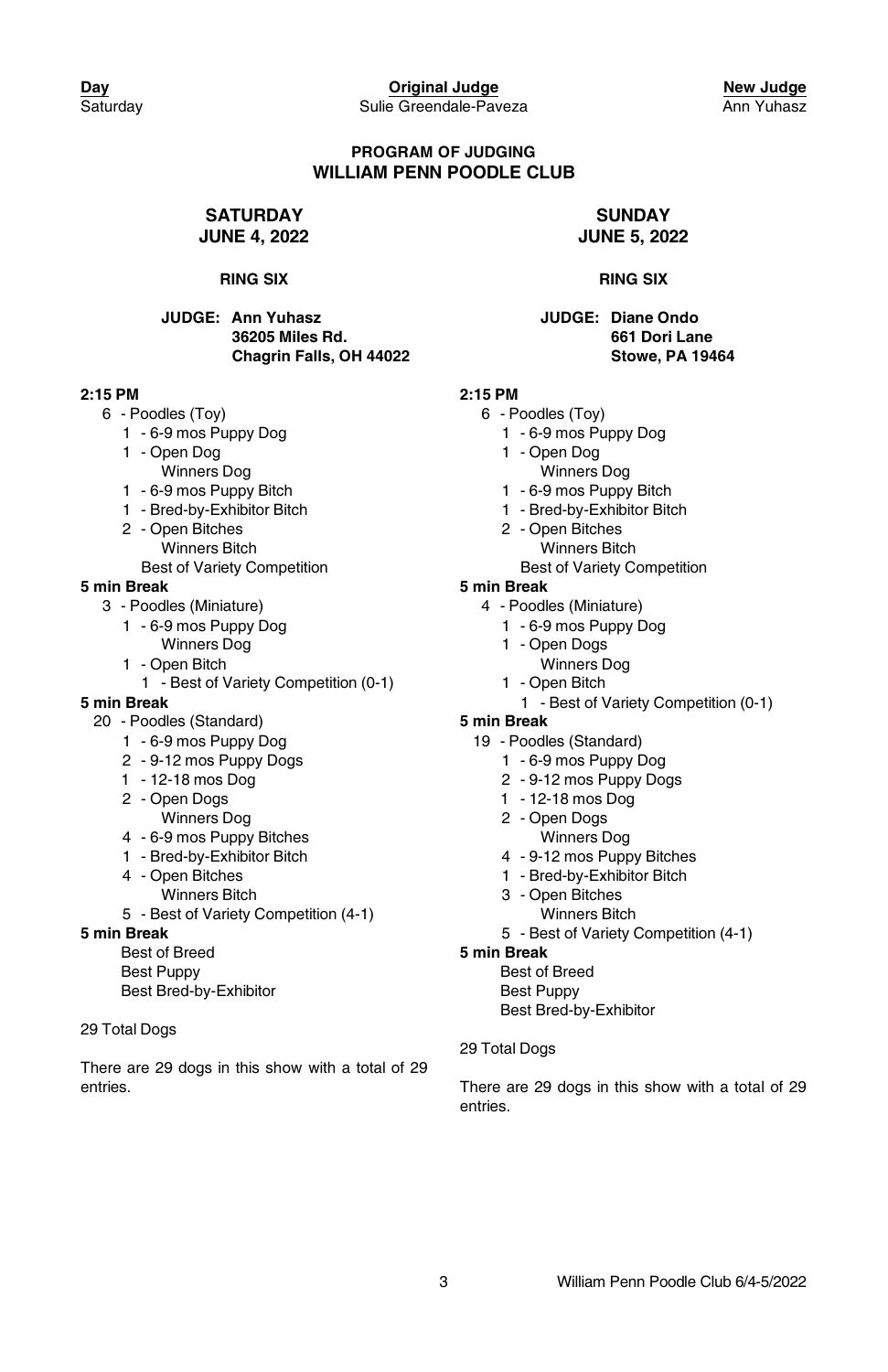| **Day** | **Original Judge** | **New Judge** |
| --- | --- | --- |
| Saturday | Sulie Greendale-Paveza | Ann Yuhasz |

## PROGRAM OF JUDGING
## WILLIAM PENN POODLE CLUB

### SATURDAY
### JUNE 4, 2022

**RING SIX**

**JUDGE: Ann Yuhasz**
**36205 Miles Rd.**
**Chagrin Falls, OH 44022**

**2:15 PM**

- 6 - Poodles (Toy)
  - 1 - 6-9 mos Puppy Dog
  - 1 - Open Dog
    - Winners Dog
  - 1 - 6-9 mos Puppy Bitch
  - 1 - Bred-by-Exhibitor Bitch
  - 2 - Open Bitches
    - Winners Bitch
  - Best of Variety Competition

**5 min Break**

- 3 - Poodles (Miniature)
  - 1 - 6-9 mos Puppy Dog
    - Winners Dog
  - 1 - Open Bitch
    - 1 - Best of Variety Competition (0-1)

**5 min Break**

- 20 - Poodles (Standard)
  - 1 - 6-9 mos Puppy Dog
  - 2 - 9-12 mos Puppy Dogs
  - 1 - 12-18 mos Dog
  - 2 - Open Dogs
    - Winners Dog
  - 4 - 6-9 mos Puppy Bitches
  - 1 - Bred-by-Exhibitor Bitch
  - 4 - Open Bitches
    - Winners Bitch
  - 5 - Best of Variety Competition (4-1)

**5 min Break**

- Best of Breed
- Best Puppy
- Best Bred-by-Exhibitor

29 Total Dogs

There are 29 dogs in this show with a total of 29 entries.

### SUNDAY
### JUNE 5, 2022

**RING SIX**

**JUDGE: Diane Ondo**
**661 Dori Lane**
**Stowe, PA 19464**

**2:15 PM**

- 6 - Poodles (Toy)
  - 1 - 6-9 mos Puppy Dog
  - 1 - Open Dog
    - Winners Dog
  - 1 - 6-9 mos Puppy Bitch
  - 1 - Bred-by-Exhibitor Bitch
  - 2 - Open Bitches
    - Winners Bitch
  - Best of Variety Competition

**5 min Break**

- 4 - Poodles (Miniature)
  - 1 - 6-9 mos Puppy Dog
  - 1 - Open Dogs
    - Winners Dog
  - 1 - Open Bitch
    - 1 - Best of Variety Competition (0-1)

**5 min Break**

- 19 - Poodles (Standard)
  - 1 - 6-9 mos Puppy Dog
  - 2 - 9-12 mos Puppy Dogs
  - 1 - 12-18 mos Dog
  - 2 - Open Dogs
    - Winners Dog
  - 4 - 9-12 mos Puppy Bitches
  - 1 - Bred-by-Exhibitor Bitch
  - 3 - Open Bitches
    - Winners Bitch
  - 5 - Best of Variety Competition (4-1)

**5 min Break**

- Best of Breed
- Best Puppy
- Best Bred-by-Exhibitor

29 Total Dogs

There are 29 dogs in this show with a total of 29 entries.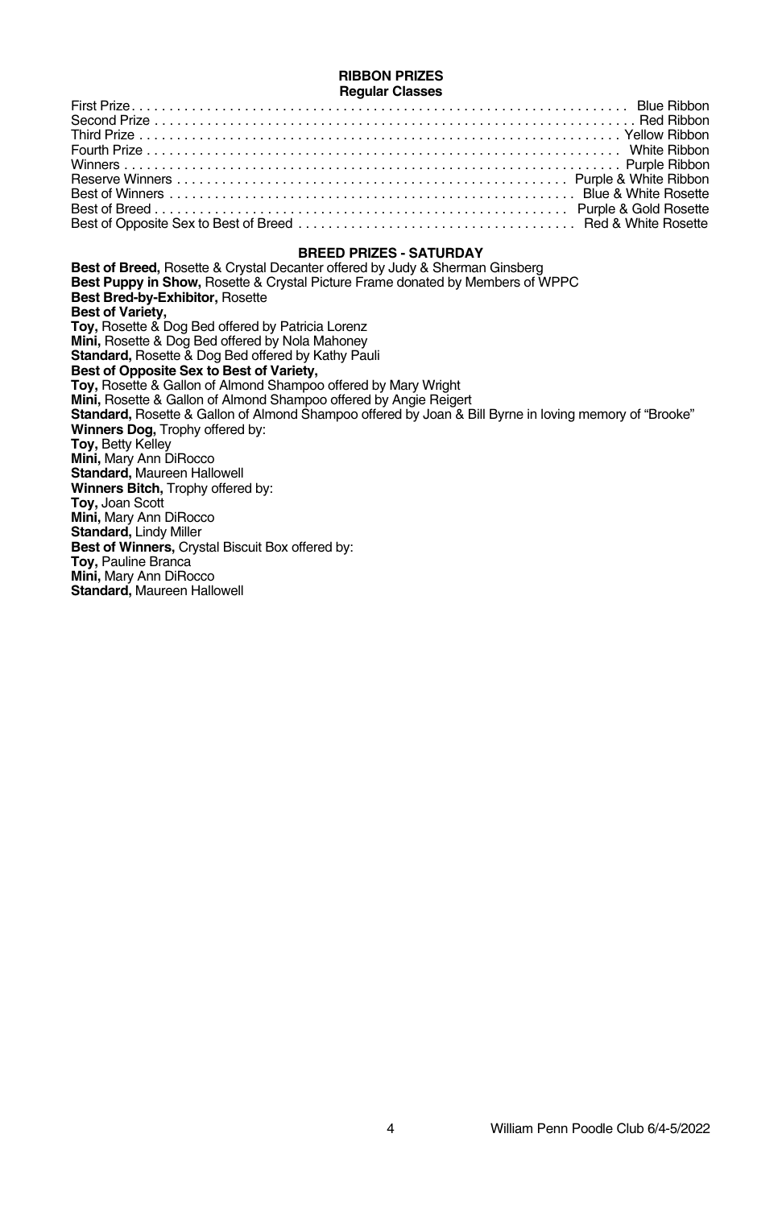## RIBBON PRIZES

### Regular Classes

| Prize | Award |
|---|---|
| First Prize | Blue Ribbon |
| Second Prize | Red Ribbon |
| Third Prize | Yellow Ribbon |
| Fourth Prize | White Ribbon |
| Winners | Purple Ribbon |
| Reserve Winners | Purple & White Ribbon |
| Best of Winners | Blue & White Rosette |
| Best of Breed | Purple & Gold Rosette |
| Best of Opposite Sex to Best of Breed | Red & White Rosette |

## BREED PRIZES - SATURDAY

**Best of Breed,** Rosette & Crystal Decanter offered by Judy & Sherman Ginsberg
**Best Puppy in Show,** Rosette & Crystal Picture Frame donated by Members of WPPC
**Best Bred-by-Exhibitor,** Rosette
**Best of Variety,**
**Toy,** Rosette & Dog Bed offered by Patricia Lorenz
**Mini,** Rosette & Dog Bed offered by Nola Mahoney
**Standard,** Rosette & Dog Bed offered by Kathy Pauli
**Best of Opposite Sex to Best of Variety,**
**Toy,** Rosette & Gallon of Almond Shampoo offered by Mary Wright
**Mini,** Rosette & Gallon of Almond Shampoo offered by Angie Reigert
**Standard,** Rosette & Gallon of Almond Shampoo offered by Joan & Bill Byrne in loving memory of "Brooke"
**Winners Dog,** Trophy offered by:
**Toy,** Betty Kelley
**Mini,** Mary Ann DiRocco
**Standard,** Maureen Hallowell
**Winners Bitch,** Trophy offered by:
**Toy,** Joan Scott
**Mini,** Mary Ann DiRocco
**Standard,** Lindy Miller
**Best of Winners,** Crystal Biscuit Box offered by:
**Toy,** Pauline Branca
**Mini,** Mary Ann DiRocco
**Standard,** Maureen Hallowell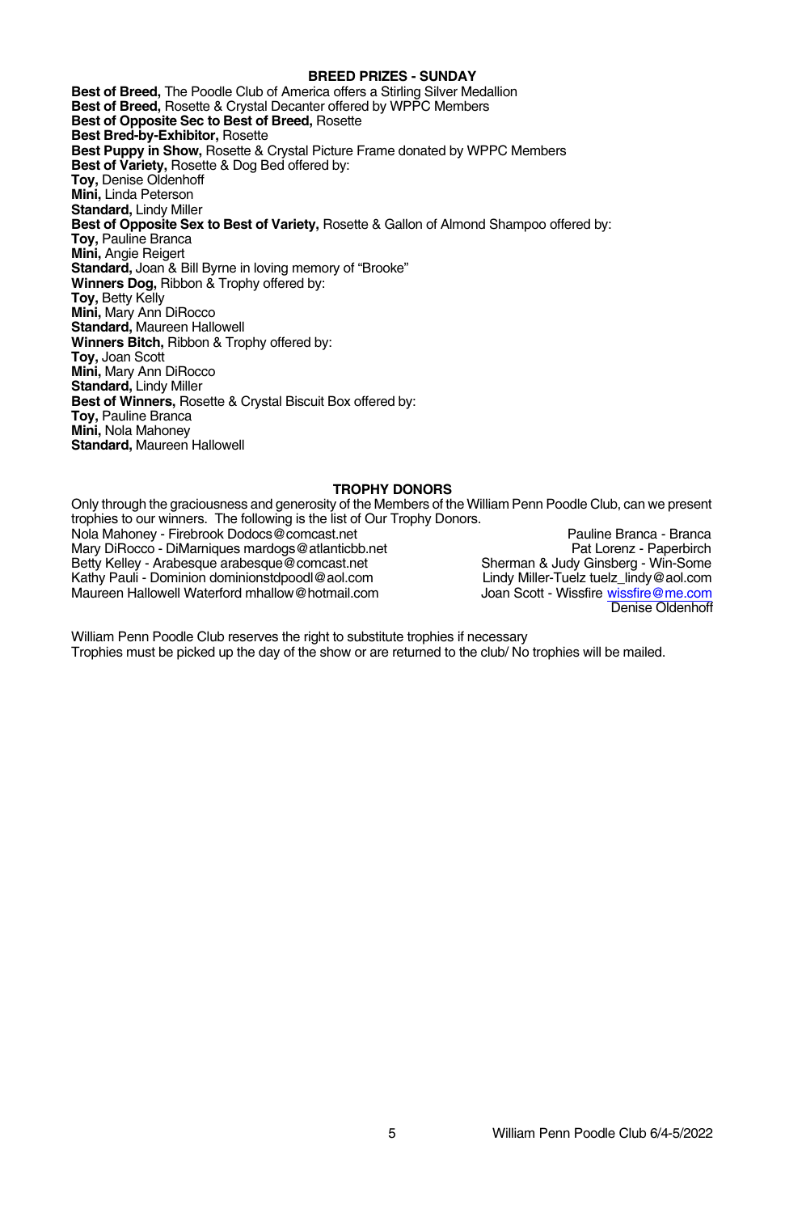## BREED PRIZES - SUNDAY

**Best of Breed,** The Poodle Club of America offers a Stirling Silver Medallion
**Best of Breed,** Rosette & Crystal Decanter offered by WPPC Members
**Best of Opposite Sec to Best of Breed,** Rosette
**Best Bred-by-Exhibitor,** Rosette
**Best Puppy in Show,** Rosette & Crystal Picture Frame donated by WPPC Members
**Best of Variety,** Rosette & Dog Bed offered by:
**Toy,** Denise Oldenhoff
**Mini,** Linda Peterson
**Standard,** Lindy Miller
**Best of Opposite Sex to Best of Variety,** Rosette & Gallon of Almond Shampoo offered by:
**Toy,** Pauline Branca
**Mini,** Angie Reigert
**Standard,** Joan & Bill Byrne in loving memory of "Brooke"
**Winners Dog,** Ribbon & Trophy offered by:
**Toy,** Betty Kelly
**Mini,** Mary Ann DiRocco
**Standard,** Maureen Hallowell
**Winners Bitch,** Ribbon & Trophy offered by:
**Toy,** Joan Scott
**Mini,** Mary Ann DiRocco
**Standard,** Lindy Miller
**Best of Winners,** Rosette & Crystal Biscuit Box offered by:
**Toy,** Pauline Branca
**Mini,** Nola Mahoney
**Standard,** Maureen Hallowell

## TROPHY DONORS

Only through the graciousness and generosity of the Members of the William Penn Poodle Club, can we present trophies to our winners. The following is the list of Our Trophy Donors.

Nola Mahoney - Firebrook Dodocs@comcast.net
Mary DiRocco - DiMarniques mardogs@atlanticbb.net
Betty Kelley - Arabesque arabesque@comcast.net
Kathy Pauli - Dominion dominionstdpoodl@aol.com
Maureen Hallowell Waterford mhallow@hotmail.com
Pauline Branca - Branca
Pat Lorenz - Paperbirch
Sherman & Judy Ginsberg - Win-Some
Lindy Miller-Tuelz tuelz_lindy@aol.com
Joan Scott - Wissfire wissfire@me.com
Denise Oldenhoff

William Penn Poodle Club reserves the right to substitute trophies if necessary
Trophies must be picked up the day of the show or are returned to the club/ No trophies will be mailed.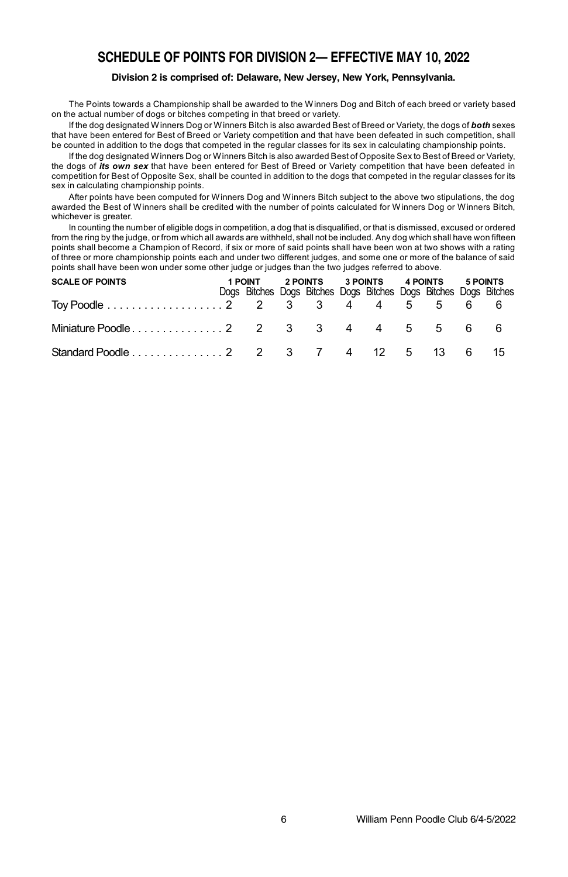# SCHEDULE OF POINTS FOR DIVISION 2— EFFECTIVE MAY 10, 2022

**Division 2 is comprised of: Delaware, New Jersey, New York, Pennsylvania.**

The Points towards a Championship shall be awarded to the Winners Dog and Bitch of each breed or variety based on the actual number of dogs or bitches competing in that breed or variety.

If the dog designated Winners Dog or Winners Bitch is also awarded Best of Breed or Variety, the dogs of ***both*** sexes that have been entered for Best of Breed or Variety competition and that have been defeated in such competition, shall be counted in addition to the dogs that competed in the regular classes for its sex in calculating championship points.

If the dog designated Winners Dog or Winners Bitch is also awarded Best of Opposite Sex to Best of Breed or Variety, the dogs of ***its own sex*** that have been entered for Best of Breed or Variety competition that have been defeated in competition for Best of Opposite Sex, shall be counted in addition to the dogs that competed in the regular classes for its sex in calculating championship points.

After points have been computed for Winners Dog and Winners Bitch subject to the above two stipulations, the dog awarded the Best of Winners shall be credited with the number of points calculated for Winners Dog or Winners Bitch, whichever is greater.

In counting the number of eligible dogs in competition, a dog that is disqualified, or that is dismissed, excused or ordered from the ring by the judge, or from which all awards are withheld, shall not be included. Any dog which shall have won fifteen points shall become a Champion of Record, if six or more of said points shall have been won at two shows with a rating of three or more championship points each and under two different judges, and some one or more of the balance of said points shall have been won under some other judge or judges than the two judges referred to above.

| SCALE OF POINTS | 1 POINT | | 2 POINTS | | 3 POINTS | | 4 POINTS | | 5 POINTS | |
|---|---|---|---|---|---|---|---|---|---|---|
| | Dogs | Bitches | Dogs | Bitches | Dogs | Bitches | Dogs | Bitches | Dogs | Bitches |
| Toy Poodle | 2 | 2 | 3 | 3 | 4 | 4 | 5 | 5 | 6 | 6 |
| Miniature Poodle | 2 | 2 | 3 | 3 | 4 | 4 | 5 | 5 | 6 | 6 |
| Standard Poodle | 2 | 2 | 3 | 7 | 4 | 12 | 5 | 13 | 6 | 15 |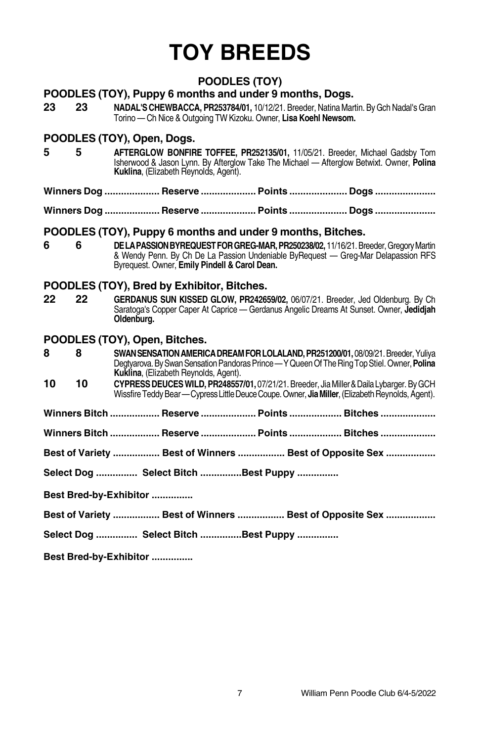# TOY BREEDS

## POODLES (TOY)

### POODLES (TOY), Puppy 6 months and under 9 months, Dogs.

**23 23 NADAL'S CHEWBACCA, PR253784/01,** 10/12/21. Breeder, Natina Martin. By Gch Nadal's Gran Torino — Ch Nice & Outgoing TW Kizoku. Owner, **Lisa Koehl Newsom.**

### POODLES (TOY), Open, Dogs.

**5 5 AFTERGLOW BONFIRE TOFFEE, PR252135/01,** 11/05/21. Breeder, Michael Gadsby Tom Isherwood & Jason Lynn. By Afterglow Take The Michael — Afterglow Betwixt. Owner, **Polina Kuklina**, (Elizabeth Reynolds, Agent).

**Winners Dog .................... Reserve .................... Points ..................... Dogs ......................**

**Winners Dog .................... Reserve .................... Points ..................... Dogs ......................**

### POODLES (TOY), Puppy 6 months and under 9 months, Bitches.

**6 6 DE LA PASSION BYREQUEST FOR GREG-MAR, PR250238/02,** 11/16/21. Breeder, Gregory Martin & Wendy Penn. By Ch De La Passion Undeniable ByRequest — Greg-Mar Delapassion RFS Byrequest. Owner, **Emily Pindell & Carol Dean.**

### POODLES (TOY), Bred by Exhibitor, Bitches.

**22 22 GERDANUS SUN KISSED GLOW, PR242659/02,** 06/07/21. Breeder, Jed Oldenburg. By Ch Saratoga's Copper Caper At Caprice — Gerdanus Angelic Dreams At Sunset. Owner, **Jedidjah Oldenburg.**

### POODLES (TOY), Open, Bitches.

**8 8 SWAN SENSATION AMERICA DREAM FOR LOLALAND, PR251200/01,** 08/09/21. Breeder, Yuliya Degtyarova. By Swan Sensation Pandoras Prince — Y Queen Of The Ring Top Stiel. Owner, **Polina Kuklina**, (Elizabeth Reynolds, Agent).

**10 10 CYPRESS DEUCES WILD, PR248557/01,** 07/21/21. Breeder, Jia Miller & Daila Lybarger. By GCH Wissfire Teddy Bear — Cypress Little Deuce Coupe. Owner, **Jia Miller**, (Elizabeth Reynolds, Agent).

**Winners Bitch .................. Reserve .................... Points ................... Bitches ....................**

**Winners Bitch .................. Reserve .................... Points ................... Bitches ....................**

**Best of Variety ................. Best of Winners ................. Best of Opposite Sex ..................**

**Select Dog ............... Select Bitch ...............Best Puppy ...............**

**Best Bred-by-Exhibitor ...............**

**Best of Variety ................. Best of Winners ................. Best of Opposite Sex ..................**

**Select Dog ............... Select Bitch ...............Best Puppy ...............**

**Best Bred-by-Exhibitor ...............**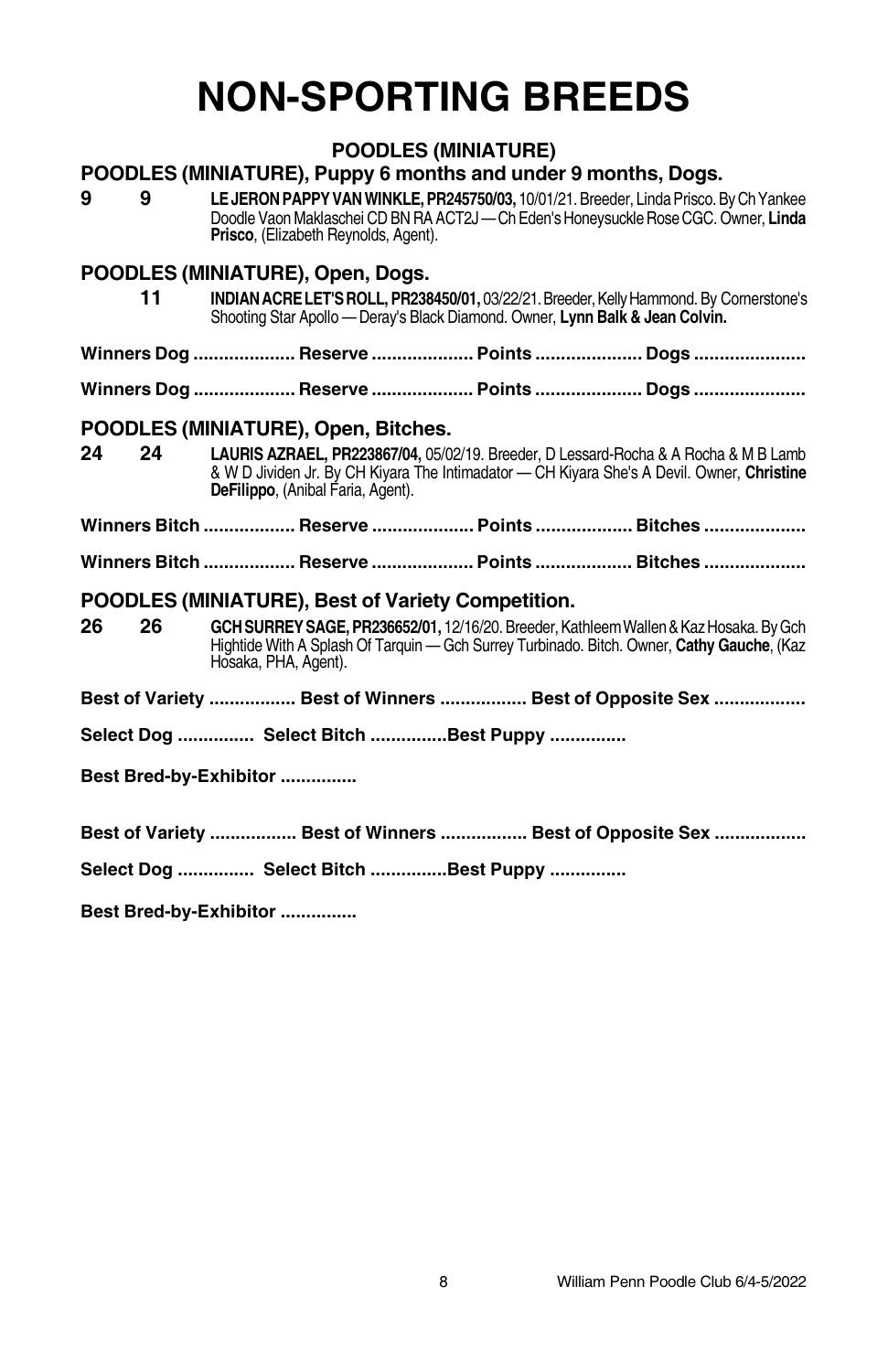# NON-SPORTING BREEDS

## POODLES (MINIATURE)

### POODLES (MINIATURE), Puppy 6 months and under 9 months, Dogs.

**9** **9** **LE JERON PAPPY VAN WINKLE, PR245750/03,** 10/01/21. Breeder, Linda Prisco. By Ch Yankee Doodle Vaon Maklaschei CD BN RA ACT2J — Ch Eden's Honeysuckle Rose CGC. Owner, **Linda Prisco**, (Elizabeth Reynolds, Agent).

### POODLES (MINIATURE), Open, Dogs.

**11** **INDIAN ACRE LET'S ROLL, PR238450/01,** 03/22/21. Breeder, Kelly Hammond. By Cornerstone's Shooting Star Apollo — Deray's Black Diamond. Owner, **Lynn Balk & Jean Colvin.**

**Winners Dog .................... Reserve .................... Points ..................... Dogs ......................**

**Winners Dog .................... Reserve .................... Points ..................... Dogs ......................**

### POODLES (MINIATURE), Open, Bitches.

**24** **24** **LAURIS AZRAEL, PR223867/04,** 05/02/19. Breeder, D Lessard-Rocha & A Rocha & M B Lamb & W D Jividen Jr. By CH Kiyara The Intimadator — CH Kiyara She's A Devil. Owner, **Christine DeFilippo**, (Anibal Faria, Agent).

**Winners Bitch .................. Reserve .................... Points ................... Bitches ....................**

**Winners Bitch .................. Reserve .................... Points ................... Bitches ....................**

### POODLES (MINIATURE), Best of Variety Competition.

**26** **26** **GCH SURREY SAGE, PR236652/01,** 12/16/20. Breeder, Kathleem Wallen & Kaz Hosaka. By Gch Hightide With A Splash Of Tarquin — Gch Surrey Turbinado. Bitch. Owner, **Cathy Gauche**, (Kaz Hosaka, PHA, Agent).

**Best of Variety ................. Best of Winners ................. Best of Opposite Sex ..................**

**Select Dog ............... Select Bitch ...............Best Puppy ...............**

**Best Bred-by-Exhibitor ...............**

**Best of Variety ................. Best of Winners ................. Best of Opposite Sex ..................**

**Select Dog ............... Select Bitch ...............Best Puppy ...............**

**Best Bred-by-Exhibitor ...............**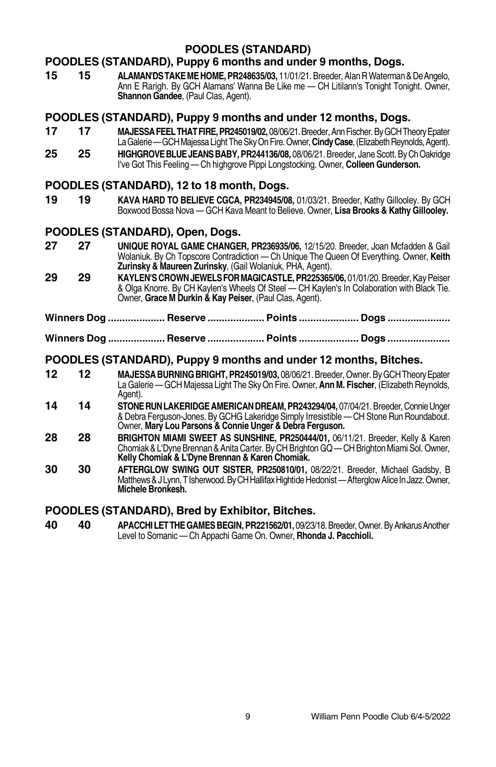# POODLES (STANDARD)

## POODLES (STANDARD), Puppy 6 months and under 9 months, Dogs.

**15 15** **ALAMAN'DS TAKE ME HOME, PR248635/03,** 11/01/21. Breeder, Alan R Waterman & De Angelo, Ann E Rarigh. By GCH Alamans' Wanna Be Like me — CH Litilann's Tonight Tonight. Owner, **Shannon Gandee**, (Paul Clas, Agent).

## POODLES (STANDARD), Puppy 9 months and under 12 months, Dogs.

**17 17** **MAJESSA FEEL THAT FIRE, PR245019/02,** 08/06/21. Breeder, Ann Fischer. By GCH Theory Epater La Galerie — GCH Majessa Light The Sky On Fire. Owner, **Cindy Case**, (Elizabeth Reynolds, Agent).

**25 25** **HIGHGROVE BLUE JEANS BABY, PR244136/08,** 08/06/21. Breeder, Jane Scott. By Ch Oakridge I've Got This Feeling — Ch highgrove Pippi Longstocking. Owner, **Colleen Gunderson.**

## POODLES (STANDARD), 12 to 18 month, Dogs.

**19 19** **KAVA HARD TO BELIEVE CGCA, PR234945/08,** 01/03/21. Breeder, Kathy Gillooley. By GCH Boxwood Bossa Nova — GCH Kava Meant to Believe. Owner, **Lisa Brooks & Kathy Gillooley.**

## POODLES (STANDARD), Open, Dogs.

**27 27** **UNIQUE ROYAL GAME CHANGER, PR236935/06,** 12/15/20. Breeder, Joan Mcfadden & Gail Wolaniuk. By Ch Topscore Contradiction — Ch Unique The Queen Of Everything. Owner, **Keith Zurinsky & Maureen Zurinsky**, (Gail Wolaniuk, PHA, Agent).

**29 29** **KAYLEN'S CROWN JEWELS FOR MAGICASTLE, PR225365/06,** 01/01/20. Breeder, Kay Peiser & Olga Knorre. By CH Kaylen's Wheels Of Steel — CH Kaylen's In Colaboration with Black Tie. Owner, **Grace M Durkin & Kay Peiser**, (Paul Clas, Agent).

**Winners Dog .................... Reserve .................... Points ..................... Dogs ......................**

**Winners Dog .................... Reserve .................... Points ..................... Dogs ......................**

## POODLES (STANDARD), Puppy 9 months and under 12 months, Bitches.

**12 12** **MAJESSA BURNING BRIGHT, PR245019/03,** 08/06/21. Breeder, Owner. By GCH Theory Epater La Galerie — GCH Majessa Light The Sky On Fire. Owner, **Ann M. Fischer**, (Elizabeth Reynolds, Agent).

**14 14** **STONE RUN LAKERIDGE AMERICAN DREAM, PR243294/04,** 07/04/21. Breeder, Connie Unger & Debra Ferguson-Jones. By GCHG Lakeridge Simply Irresistible — CH Stone Run Roundabout. Owner, **Mary Lou Parsons & Connie Unger & Debra Ferguson.**

**28 28** **BRIGHTON MIAMI SWEET AS SUNSHINE, PR250444/01,** 06/11/21. Breeder, Kelly & Karen Chomiak & L'Dyne Brennan & Anita Carter. By CH Brighton GQ — CH Brighton Miami Sol. Owner, **Kelly Chomiak & L'Dyne Brennan & Karen Chomiak.**

**30 30** **AFTERGLOW SWING OUT SISTER, PR250810/01,** 08/22/21. Breeder, Michael Gadsby, B Matthews & J Lynn, T Isherwood. By CH Hallifax Hightide Hedonist — Afterglow Alice In Jazz. Owner, **Michele Bronkesh.**

## POODLES (STANDARD), Bred by Exhibitor, Bitches.

**40 40** **APACCHI LET THE GAMES BEGIN, PR221562/01,** 09/23/18. Breeder, Owner. By Ankarus Another Level to Somanic — Ch Appachi Game On. Owner, **Rhonda J. Pacchioli.**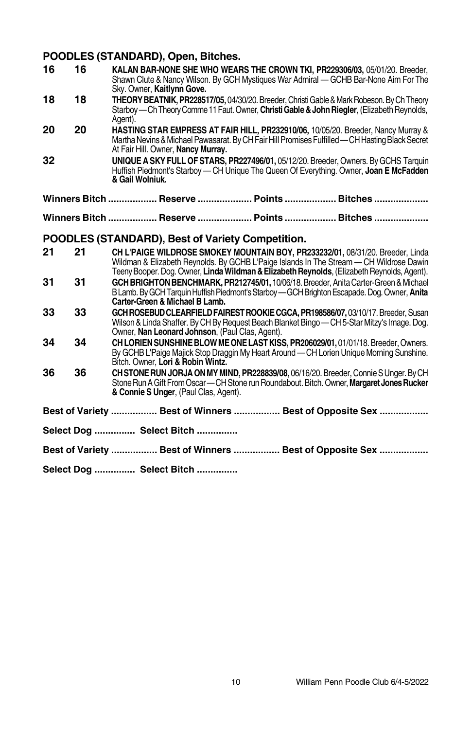## POODLES (STANDARD), Open, Bitches.

**16** **16** **KALAN BAR-NONE SHE WHO WEARS THE CROWN TKI, PR229306/03,** 05/01/20. Breeder, Shawn Clute & Nancy Wilson. By GCH Mystiques War Admiral — GCHB Bar-None Aim For The Sky. Owner, **Kaitlynn Gove.**

**18** **18** **THEORY BEATNIK, PR228517/05,** 04/30/20. Breeder, Christi Gable & Mark Robeson. By Ch Theory Starboy — Ch Theory Comme 11 Faut. Owner, **Christi Gable & John Riegler**, (Elizabeth Reynolds, Agent).

**20** **20** **HASTING STAR EMPRESS AT FAIR HILL, PR232910/06,** 10/05/20. Breeder, Nancy Murray & Martha Nevins & Michael Pawasarat. By CH Fair Hill Promises Fulfilled — CH Hasting Black Secret At Fair Hill. Owner, **Nancy Murray.**

**32** **UNIQUE A SKY FULL OF STARS, PR227496/01,** 05/12/20. Breeder, Owners. By GCHS Tarquin Huffish Piedmont's Starboy — CH Unique The Queen Of Everything. Owner, **Joan E McFadden & Gail Wolniuk.**

**Winners Bitch .................. Reserve .................... Points ................... Bitches ....................**

**Winners Bitch .................. Reserve .................... Points ................... Bitches ....................**

## POODLES (STANDARD), Best of Variety Competition.

**21** **21** **CH L'PAIGE WILDROSE SMOKEY MOUNTAIN BOY, PR233232/01,** 08/31/20. Breeder, Linda Wildman & Elizabeth Reynolds. By GCHB L'Paige Islands In The Stream — CH Wildrose Dawin Teeny Booper. Dog. Owner, **Linda Wildman & Elizabeth Reynolds**, (Elizabeth Reynolds, Agent).

**31** **31** **GCH BRIGHTON BENCHMARK, PR212745/01,** 10/06/18. Breeder, Anita Carter-Green & Michael B Lamb. By GCH Tarquin Huffish Piedmont's Starboy — GCH Brighton Escapade. Dog. Owner, **Anita Carter-Green & Michael B Lamb.**

**33** **33** **GCH ROSEBUD CLEARFIELD FAIREST ROOKIE CGCA, PR198586/07,** 03/10/17. Breeder, Susan Wilson & Linda Shaffer. By CH By Request Beach Blanket Bingo — CH 5-Star Mitzy's Image. Dog. Owner, **Nan Leonard Johnson**, (Paul Clas, Agent).

**34** **34** **CH LORIEN SUNSHINE BLOW ME ONE LAST KISS, PR206029/01,** 01/01/18. Breeder, Owners. By GCHB L'Paige Majick Stop Draggin My Heart Around — CH Lorien Unique Morning Sunshine. Bitch. Owner, **Lori & Robin Wintz.**

**36** **36** **CH STONE RUN JORJA ON MY MIND, PR228839/08,** 06/16/20. Breeder, Connie S Unger. By CH Stone Run A Gift From Oscar — CH Stone run Roundabout. Bitch. Owner, **Margaret Jones Rucker & Connie S Unger**, (Paul Clas, Agent).

**Best of Variety ................. Best of Winners ................. Best of Opposite Sex ..................**

**Select Dog ............... Select Bitch ...............**

**Best of Variety ................. Best of Winners ................. Best of Opposite Sex ..................**

**Select Dog ............... Select Bitch ...............**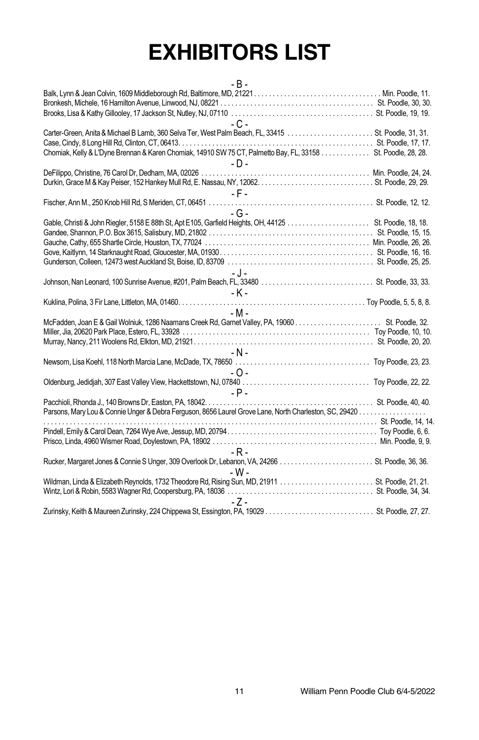# EXHIBITORS LIST

- B -

Balk, Lynn & Jean Colvin, 1609 Middleborough Rd, Baltimore, MD, 21221 . . . . . . . . . . Min. Poodle, 11.
Bronkesh, Michele, 16 Hamilton Avenue, Linwood, NJ, 08221 . . . . . . . . . . St. Poodle, 30, 30.
Brooks, Lisa & Kathy Gillooley, 17 Jackson St, Nutley, NJ, 07110 . . . . . . . . . . St. Poodle, 19, 19.

- C -

Carter-Green, Anita & Michael B Lamb, 360 Selva Ter, West Palm Beach, FL, 33415 . . . . . . . . . . St. Poodle, 31, 31.
Case, Cindy, 8 Long Hill Rd, Clinton, CT, 06413. . . . . . . . . . St. Poodle, 17, 17.
Chomiak, Kelly & L'Dyne Brennan & Karen Chomiak, 14910 SW 75 CT, Palmetto Bay, FL, 33158 . . . . . . . . . . St. Poodle, 28, 28.

- D -

DeFilippo, Christine, 76 Carol Dr, Dedham, MA, 02026 . . . . . . . . . . Min. Poodle, 24, 24.
Durkin, Grace M & Kay Peiser, 152 Hankey Mull Rd, E. Nassau, NY, 12062. . . . . . . . . . St. Poodle, 29, 29.

- F -

Fischer, Ann M., 250 Knob Hill Rd, S Meriden, CT, 06451 . . . . . . . . . . St. Poodle, 12, 12.

- G -

Gable, Christi & John Riegler, 5158 E 88th St, Apt E105, Garfield Heights, OH, 44125 . . . . . . . . . . St. Poodle, 18, 18.
Gandee, Shannon, P.O. Box 3615, Salisbury, MD, 21802 . . . . . . . . . . St. Poodle, 15, 15.
Gauche, Cathy, 655 Shartle Circle, Houston, TX, 77024 . . . . . . . . . . Min. Poodle, 26, 26.
Gove, Kaitlynn, 14 Starknaught Road, Gloucester, MA, 01930. . . . . . . . . . St. Poodle, 16, 16.
Gunderson, Colleen, 12473 west Auckland St, Boise, ID, 83709 . . . . . . . . . . St. Poodle, 25, 25.

- J -

Johnson, Nan Leonard, 100 Sunrise Avenue, #201, Palm Beach, FL, 33480 . . . . . . . . . . St. Poodle, 33, 33.

- K -

Kuklina, Polina, 3 Fir Lane, Littleton, MA, 01460. . . . . . . . . . Toy Poodle, 5, 5, 8, 8.

- M -

McFadden, Joan E & Gail Wolniuk, 1286 Naamans Creek Rd, Garnet Valley, PA, 19060 . . . . . . . . . . St. Poodle, 32.
Miller, Jia, 20620 Park Place, Estero, FL, 33928 . . . . . . . . . . Toy Poodle, 10, 10.
Murray, Nancy, 211 Woolens Rd, Elkton, MD, 21921. . . . . . . . . . St. Poodle, 20, 20.

- N -

Newsom, Lisa Koehl, 118 North Marcia Lane, McDade, TX, 78650 . . . . . . . . . . Toy Poodle, 23, 23.

- O -

Oldenburg, Jedidjah, 307 East Valley View, Hackettstown, NJ, 07840 . . . . . . . . . . Toy Poodle, 22, 22.

- P -

Pacchioli, Rhonda J., 140 Browns Dr, Easton, PA, 18042. . . . . . . . . . St. Poodle, 40, 40.
Parsons, Mary Lou & Connie Unger & Debra Ferguson, 8656 Laurel Grove Lane, North Charleston, SC, 29420 . . . . . . . . . . St. Poodle, 14, 14.
Pindell, Emily & Carol Dean, 7264 Wye Ave, Jessup, MD, 20794. . . . . . . . . . Toy Poodle, 6, 6.
Prisco, Linda, 4960 Wismer Road, Doylestown, PA, 18902 . . . . . . . . . . Min. Poodle, 9, 9.

- R -

Rucker, Margaret Jones & Connie S Unger, 309 Overlook Dr, Lebanon, VA, 24266 . . . . . . . . . . St. Poodle, 36, 36.

- W -

Wildman, Linda & Elizabeth Reynolds, 1732 Theodore Rd, Rising Sun, MD, 21911 . . . . . . . . . . St. Poodle, 21, 21.
Wintz, Lori & Robin, 5583 Wagner Rd, Coopersburg, PA, 18036 . . . . . . . . . . St. Poodle, 34, 34.

- Z -

Zurinsky, Keith & Maureen Zurinsky, 224 Chippewa St, Essington, PA, 19029 . . . . . . . . . . St. Poodle, 27, 27.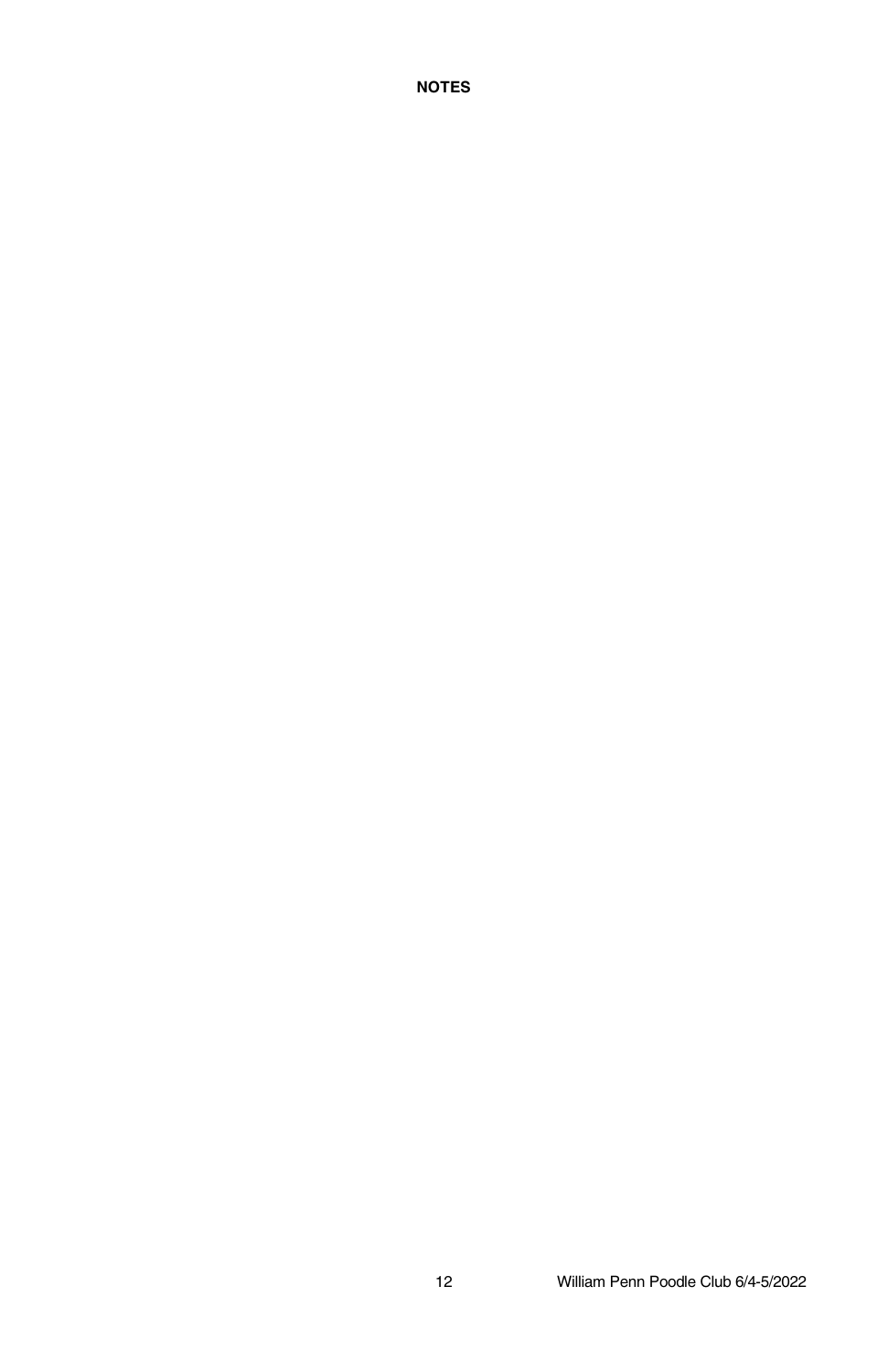**NOTES**